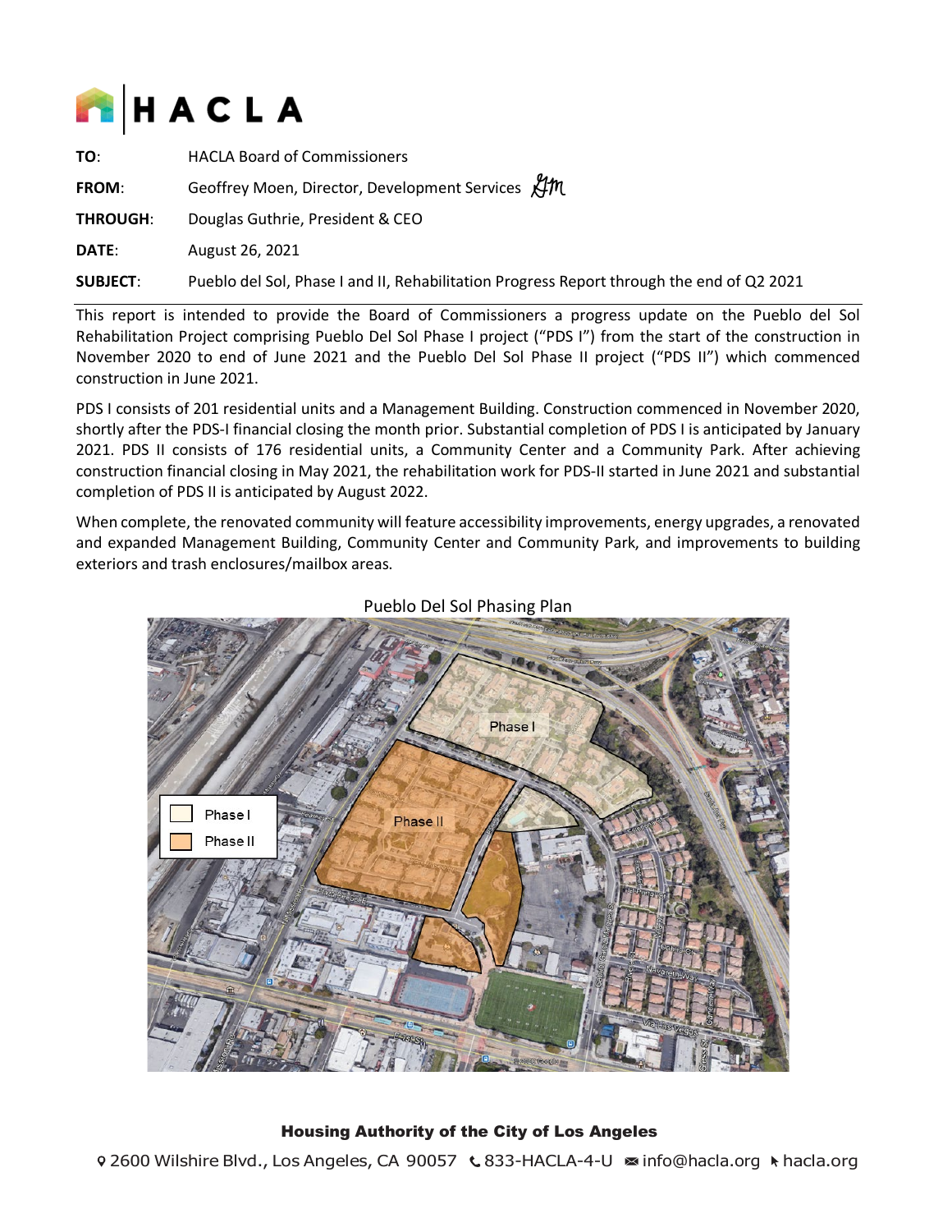# HACLA

**TO**: HACLA Board of Commissioners

**FROM**: Geoffrey Moen, Director, Development Services

**THROUGH**: Douglas Guthrie, President & CEO

**DATE**: August 26, 2021

**SUBJECT**: Pueblo del Sol, Phase I and II, Rehabilitation Progress Report through the end of Q2 2021

---

This report is intended to provide the Board of Commissioners a progress update on the Pueblo del Sol Rehabilitation Project comprising Pueblo Del Sol Phase I project ("PDS I") from the start of the construction in November 2020 to end of June 2021 and the Pueblo Del Sol Phase II project ("PDS II") which commenced construction in June 2021.

PDS I consists of 201 residential units and a Management Building. Construction commenced in November 2020, shortly after the PDS-I financial closing the month prior. Substantial completion of PDS I is anticipated by January 2021. PDS II consists of 176 residential units, a Community Center and a Community Park. After achieving construction financial closing in May 2021, the rehabilitation work for PDS-II started in June 2021 and substantial completion of PDS II is anticipated by August 2022.

When complete, the renovated community will feature accessibility improvements, energy upgrades, a renovated and expanded Management Building, Community Center and Community Park, and improvements to building exteriors and trash enclosures/mailbox areas.

Pueblo Del Sol Phasing Plan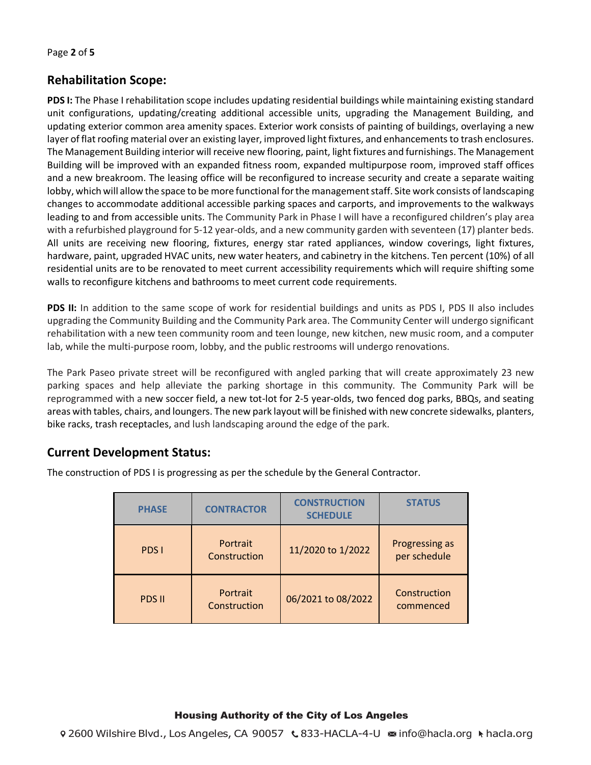## Rehabilitation Scope:

**PDS I:** The Phase I rehabilitation scope includes updating residential buildings while maintaining existing standard unit configurations, updating/creating additional accessible units, upgrading the Management Building, and updating exterior common area amenity spaces. Exterior work consists of painting of buildings, overlaying a new layer of flat roofing material over an existing layer, improved light fixtures, and enhancements to trash enclosures. The Management Building interior will receive new flooring, paint, light fixtures and furnishings. The Management Building will be improved with an expanded fitness room, expanded multipurpose room, improved staff offices and a new breakroom. The leasing office will be reconfigured to increase security and create a separate waiting lobby, which will allow the space to be more functional for the management staff. Site work consists of landscaping changes to accommodate additional accessible parking spaces and carports, and improvements to the walkways leading to and from accessible units. The Community Park in Phase I will have a reconfigured children's play area with a refurbished playground for 5-12 year-olds, and a new community garden with seventeen (17) planter beds. All units are receiving new flooring, fixtures, energy star rated appliances, window coverings, light fixtures, hardware, paint, upgraded HVAC units, new water heaters, and cabinetry in the kitchens. Ten percent (10%) of all residential units are to be renovated to meet current accessibility requirements which will require shifting some walls to reconfigure kitchens and bathrooms to meet current code requirements.

**PDS II:** In addition to the same scope of work for residential buildings and units as PDS I, PDS II also includes upgrading the Community Building and the Community Park area. The Community Center will undergo significant rehabilitation with a new teen community room and teen lounge, new kitchen, new music room, and a computer lab, while the multi-purpose room, lobby, and the public restrooms will undergo renovations.

The Park Paseo private street will be reconfigured with angled parking that will create approximately 23 new parking spaces and help alleviate the parking shortage in this community. The Community Park will be reprogrammed with a new soccer field, a new tot-lot for 2-5 year-olds, two fenced dog parks, BBQs, and seating areas with tables, chairs, and loungers. The new park layout will be finished with new concrete sidewalks, planters, bike racks, trash receptacles, and lush landscaping around the edge of the park.

## Current Development Status:

The construction of PDS I is progressing as per the schedule by the General Contractor.

| PHASE | CONTRACTOR | CONSTRUCTION SCHEDULE | STATUS |
|---|---|---|---|
| PDS I | Portrait Construction | 11/2020 to 1/2022 | Progressing as per schedule |
| PDS II | Portrait Construction | 06/2021 to 08/2022 | Construction commenced |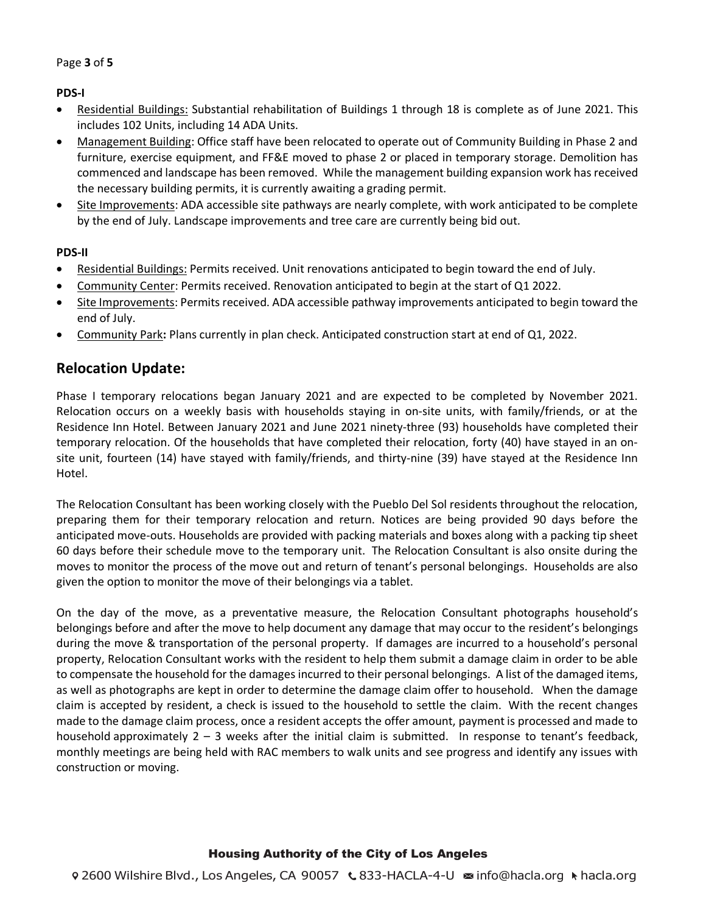**PDS-I**

- Residential Buildings: Substantial rehabilitation of Buildings 1 through 18 is complete as of June 2021. This includes 102 Units, including 14 ADA Units.
- Management Building: Office staff have been relocated to operate out of Community Building in Phase 2 and furniture, exercise equipment, and FF&E moved to phase 2 or placed in temporary storage. Demolition has commenced and landscape has been removed. While the management building expansion work has received the necessary building permits, it is currently awaiting a grading permit.
- Site Improvements: ADA accessible site pathways are nearly complete, with work anticipated to be complete by the end of July. Landscape improvements and tree care are currently being bid out.

**PDS-II**

- Residential Buildings: Permits received. Unit renovations anticipated to begin toward the end of July.
- Community Center: Permits received. Renovation anticipated to begin at the start of Q1 2022.
- Site Improvements: Permits received. ADA accessible pathway improvements anticipated to begin toward the end of July.
- Community Park**:** Plans currently in plan check. Anticipated construction start at end of Q1, 2022.

## Relocation Update:

Phase I temporary relocations began January 2021 and are expected to be completed by November 2021. Relocation occurs on a weekly basis with households staying in on-site units, with family/friends, or at the Residence Inn Hotel. Between January 2021 and June 2021 ninety-three (93) households have completed their temporary relocation. Of the households that have completed their relocation, forty (40) have stayed in an on-site unit, fourteen (14) have stayed with family/friends, and thirty-nine (39) have stayed at the Residence Inn Hotel.

The Relocation Consultant has been working closely with the Pueblo Del Sol residents throughout the relocation, preparing them for their temporary relocation and return. Notices are being provided 90 days before the anticipated move-outs. Households are provided with packing materials and boxes along with a packing tip sheet 60 days before their schedule move to the temporary unit. The Relocation Consultant is also onsite during the moves to monitor the process of the move out and return of tenant's personal belongings. Households are also given the option to monitor the move of their belongings via a tablet.

On the day of the move, as a preventative measure, the Relocation Consultant photographs household's belongings before and after the move to help document any damage that may occur to the resident's belongings during the move & transportation of the personal property. If damages are incurred to a household's personal property, Relocation Consultant works with the resident to help them submit a damage claim in order to be able to compensate the household for the damages incurred to their personal belongings. A list of the damaged items, as well as photographs are kept in order to determine the damage claim offer to household. When the damage claim is accepted by resident, a check is issued to the household to settle the claim. With the recent changes made to the damage claim process, once a resident accepts the offer amount, payment is processed and made to household approximately 2 – 3 weeks after the initial claim is submitted. In response to tenant's feedback, monthly meetings are being held with RAC members to walk units and see progress and identify any issues with construction or moving.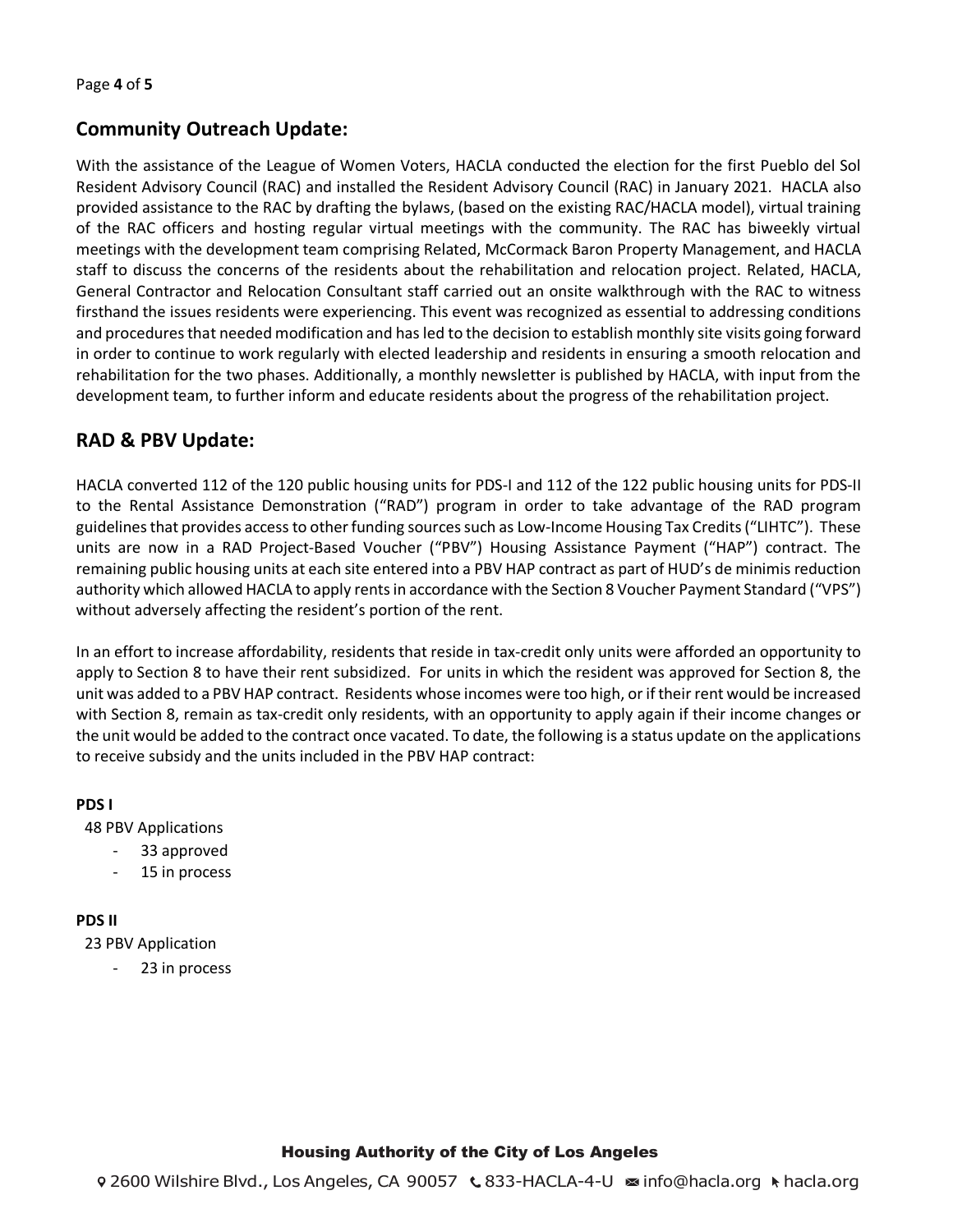## Community Outreach Update:

With the assistance of the League of Women Voters, HACLA conducted the election for the first Pueblo del Sol Resident Advisory Council (RAC) and installed the Resident Advisory Council (RAC) in January 2021. HACLA also provided assistance to the RAC by drafting the bylaws, (based on the existing RAC/HACLA model), virtual training of the RAC officers and hosting regular virtual meetings with the community. The RAC has biweekly virtual meetings with the development team comprising Related, McCormack Baron Property Management, and HACLA staff to discuss the concerns of the residents about the rehabilitation and relocation project. Related, HACLA, General Contractor and Relocation Consultant staff carried out an onsite walkthrough with the RAC to witness firsthand the issues residents were experiencing. This event was recognized as essential to addressing conditions and procedures that needed modification and has led to the decision to establish monthly site visits going forward in order to continue to work regularly with elected leadership and residents in ensuring a smooth relocation and rehabilitation for the two phases. Additionally, a monthly newsletter is published by HACLA, with input from the development team, to further inform and educate residents about the progress of the rehabilitation project.

## RAD & PBV Update:

HACLA converted 112 of the 120 public housing units for PDS-I and 112 of the 122 public housing units for PDS-II to the Rental Assistance Demonstration ("RAD") program in order to take advantage of the RAD program guidelines that provides access to other funding sources such as Low-Income Housing Tax Credits ("LIHTC"). These units are now in a RAD Project-Based Voucher ("PBV") Housing Assistance Payment ("HAP") contract. The remaining public housing units at each site entered into a PBV HAP contract as part of HUD's de minimis reduction authority which allowed HACLA to apply rents in accordance with the Section 8 Voucher Payment Standard ("VPS") without adversely affecting the resident's portion of the rent.

In an effort to increase affordability, residents that reside in tax-credit only units were afforded an opportunity to apply to Section 8 to have their rent subsidized. For units in which the resident was approved for Section 8, the unit was added to a PBV HAP contract. Residents whose incomes were too high, or if their rent would be increased with Section 8, remain as tax-credit only residents, with an opportunity to apply again if their income changes or the unit would be added to the contract once vacated. To date, the following is a status update on the applications to receive subsidy and the units included in the PBV HAP contract:

**PDS I**

48 PBV Applications

- 33 approved
- 15 in process

**PDS II**

23 PBV Application

- 23 in process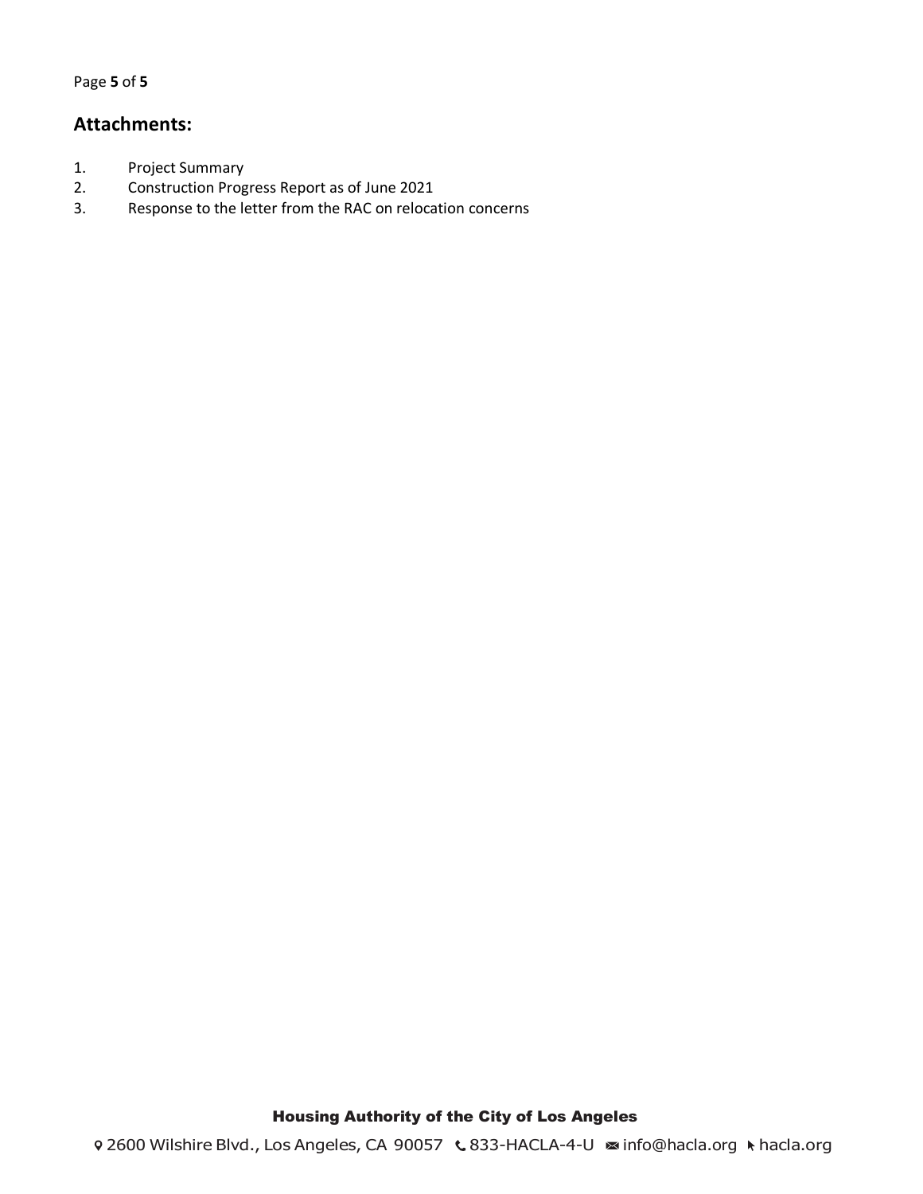## Attachments:

1. Project Summary
2. Construction Progress Report as of June 2021
3. Response to the letter from the RAC on relocation concerns